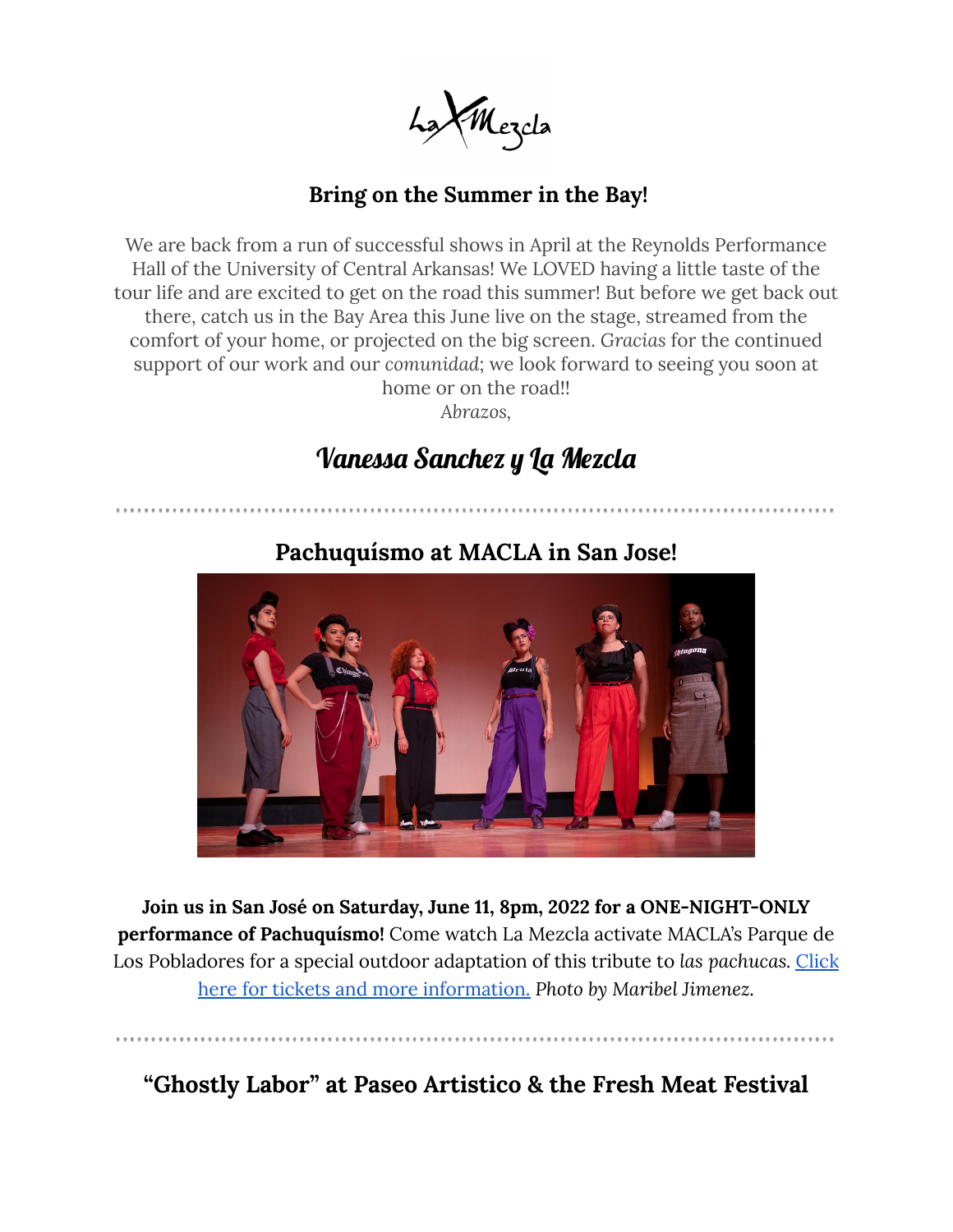La Mezcla

## Bring on the Summer in the Bay!

We are back from a run of successful shows in April at the Reynolds Performance Hall of the University of Central Arkansas! We LOVED having a little taste of the tour life and are excited to get on the road this summer! But before we get back out there, catch us in the Bay Area this June live on the stage, streamed from the comfort of your home, or projected on the big screen. *Gracias* for the continued support of our work and our *comunidad*; we look forward to seeing you soon at home or on the road!!

*Abrazos,*

# Vanessa Sanchez y La Mezcla

---

## Pachuquísmo at MACLA in San Jose!

**Join us in San José on Saturday, June 11, 8pm, 2022 for a ONE-NIGHT-ONLY performance of Pachuquísmo!** Come watch La Mezcla activate MACLA's Parque de Los Pobladores for a special outdoor adaptation of this tribute to *las pachucas.* Click here for tickets and more information. *Photo by Maribel Jimenez.*

---

## "Ghostly Labor" at Paseo Artistico & the Fresh Meat Festival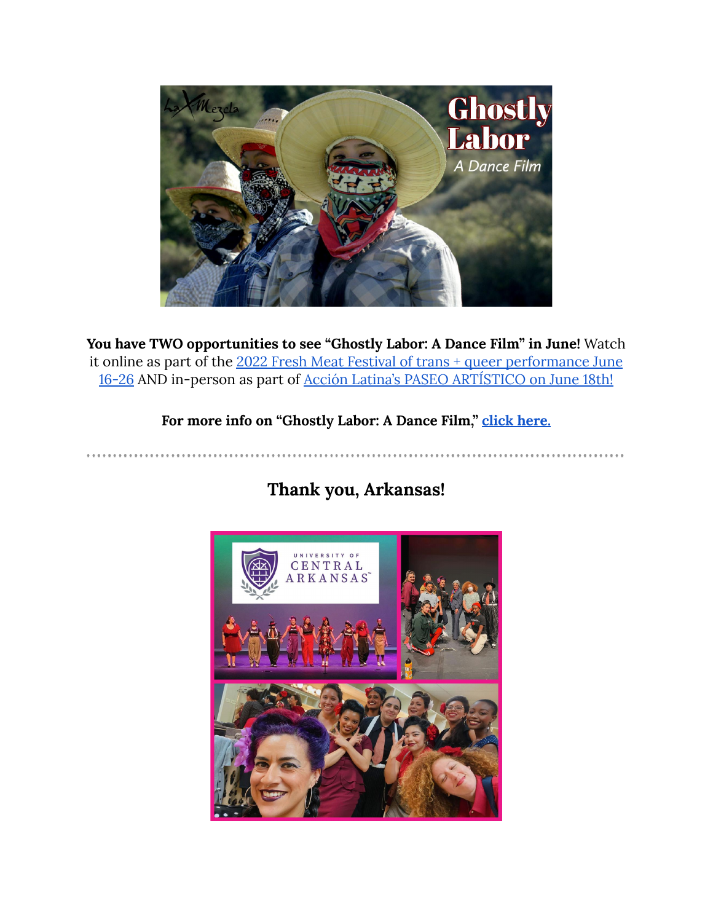**You have TWO opportunities to see "Ghostly Labor: A Dance Film" in June!** Watch it online as part of the 2022 Fresh Meat Festival of trans + queer performance June 16-26 AND in-person as part of Acción Latina's PASEO ARTÍSTICO on June 18th!

**For more info on "Ghostly Labor: A Dance Film," click here.**

---

## Thank you, Arkansas!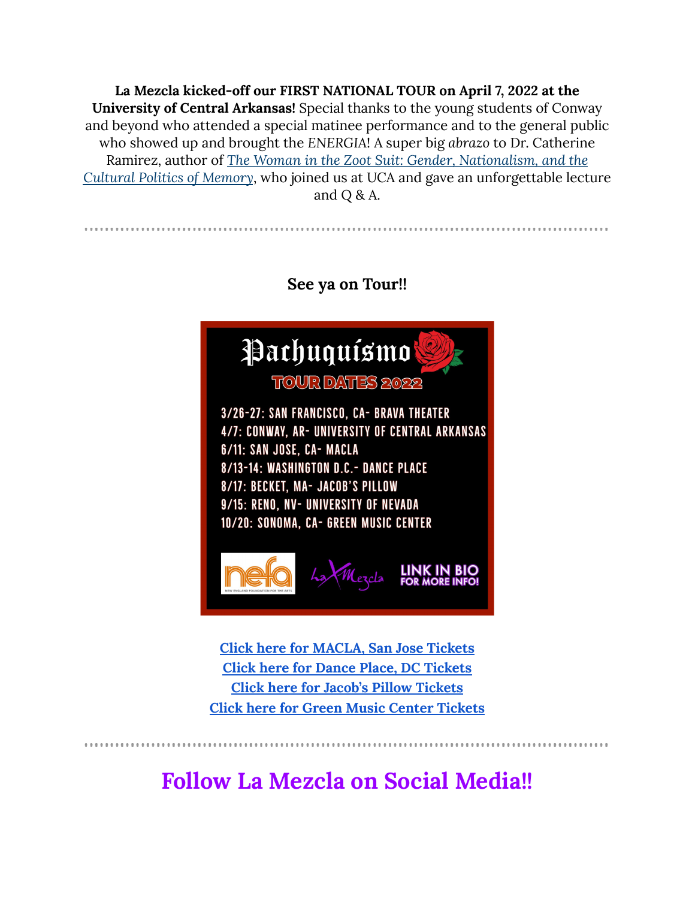**La Mezcla kicked-off our FIRST NATIONAL TOUR on April 7, 2022 at the University of Central Arkansas!** Special thanks to the young students of Conway and beyond who attended a special matinee performance and to the general public who showed up and brought the *ENERGIA*! A super big *abrazo* to Dr. Catherine Ramirez, author of [*The Woman in the Zoot Suit: Gender, Nationalism, and the Cultural Politics of Memory*](), who joined us at UCA and gave an unforgettable lecture and Q & A.

---

**See ya on Tour!!**

# Pachuquismo

## TOUR DATES 2022

3/26-27: SAN FRANCISCO, CA- BRAVA THEATER
4/7: CONWAY, AR- UNIVERSITY OF CENTRAL ARKANSAS
6/11: SAN JOSE, CA- MACLA
8/13-14: WASHINGTON D.C.- DANCE PLACE
8/17: BECKET, MA- JACOB'S PILLOW
9/15: RENO, NV- UNIVERSITY OF NEVADA
10/20: SONOMA, CA- GREEN MUSIC CENTER

nefa NEW ENGLAND FOUNDATION FOR THE ARTS

La Mezcla

LINK IN BIO FOR MORE INFO!

[**Click here for MACLA, San Jose Tickets**]()
[**Click here for Dance Place, DC Tickets**]()
[**Click here for Jacob's Pillow Tickets**]()
[**Click here for Green Music Center Tickets**]()

---

# Follow La Mezcla on Social Media!!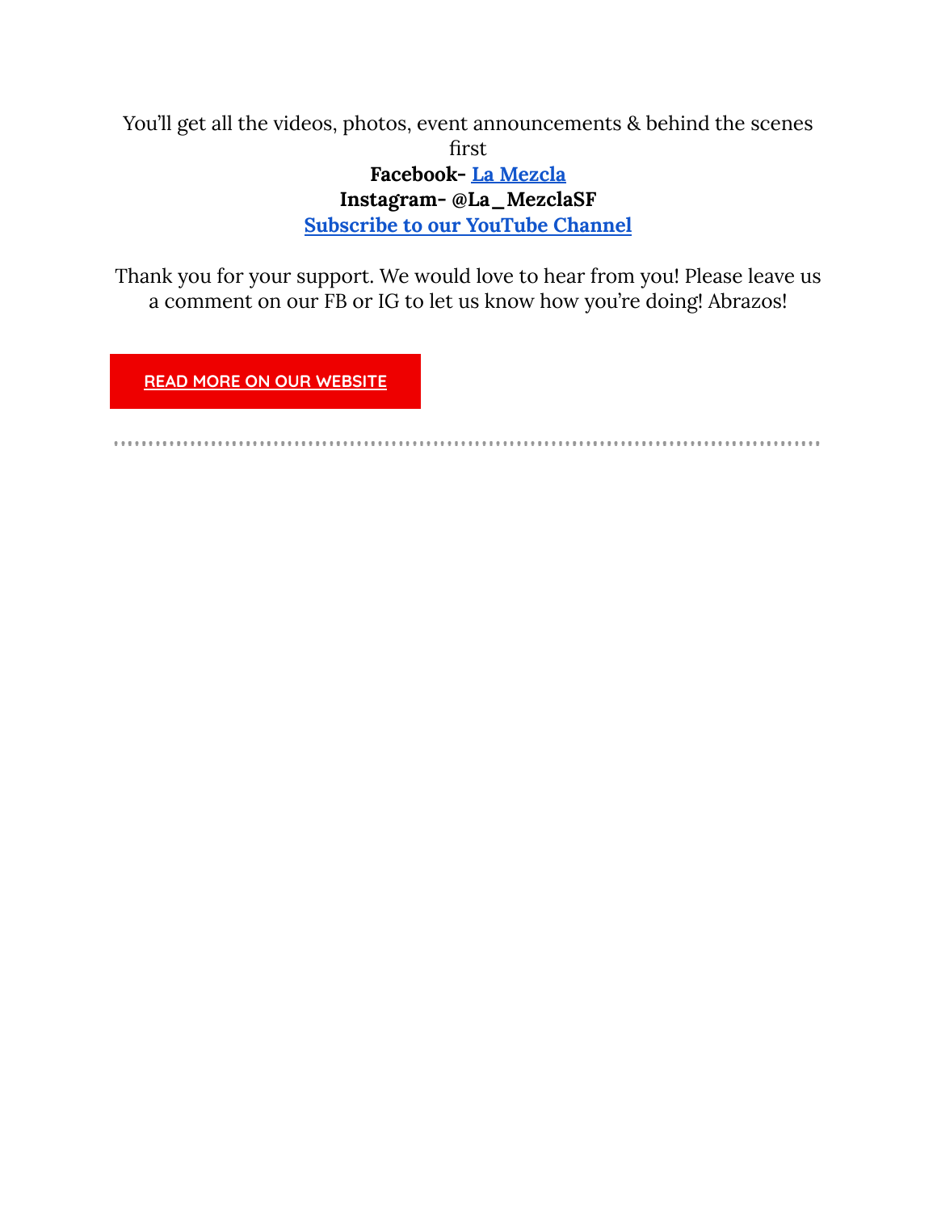You'll get all the videos, photos, event announcements & behind the scenes first

**Facebook- La Mezcla**

**Instagram- @La_MezclaSF**

**Subscribe to our YouTube Channel**

Thank you for your support. We would love to hear from you! Please leave us a comment on our FB or IG to let us know how you're doing! Abrazos!

READ MORE ON OUR WEBSITE